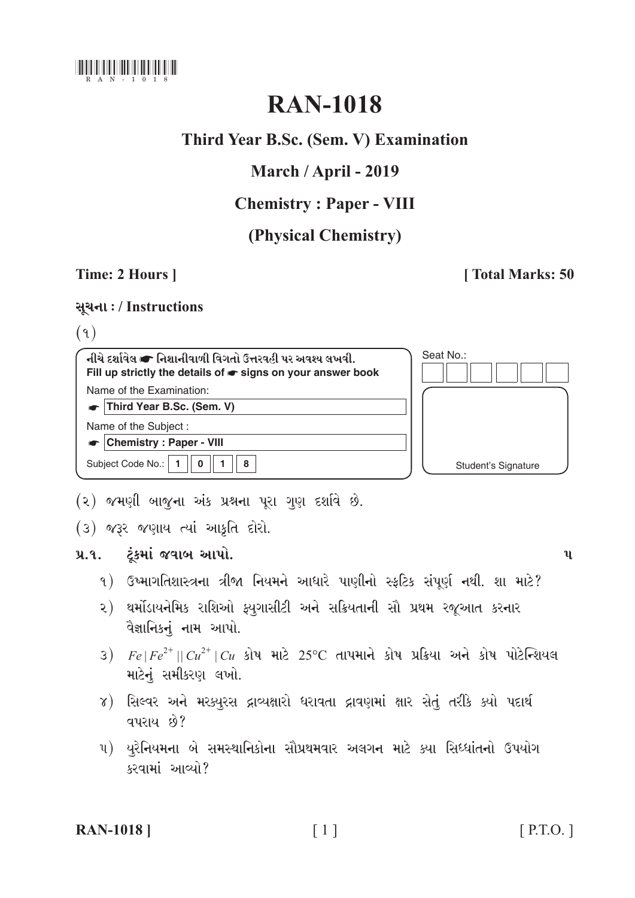RAN-1018

# RAN-1018

## Third Year B.Sc. (Sem. V) Examination

## March / April - 2019

## Chemistry : Paper - VIII

## (Physical Chemistry)

**Time: 2 Hours ]** **[ Total Marks: 50**

**સૂચના : / Instructions**

(૧)

**નીચે દર્શાવેલ ☛ નિશાનીવાળી વિગતો ઉત્તરવહી પર અવશ્ય લખવી.**
**Fill up strictly the details of ☛ signs on your answer book**

Name of the Examination:
☛ **Third Year B.Sc. (Sem. V)**

Name of the Subject :
☛ **Chemistry : Paper - VIII**

Subject Code No.: **1 0 1 8**

Seat No.:

Student's Signature

(૨) જમણી બાજુના અંક પ્રશ્નના પૂરા ગુણ દર્શાવે છે.

(૩) જરૂર જણાય ત્યાં આકૃતિ દોરો.

**પ્ર.૧. ટૂંકમાં જવાબ આપો.** **૫**

૧) ઉષ્માગતિશાસ્ત્રના ત્રીજા નિયમને આધારે પાણીનો સ્ફટિક સંપૂર્ણ નથી. શા માટે?

૨) થર્મોડાયનેમિક રાશિઓ ફ્યુગાસીટી અને સક્રિયતાની સૌ પ્રથમ રજૂઆત કરનાર વૈજ્ઞાનિકનું નામ આપો.

૩) $Fe|Fe^{2+}||Cu^{2+}|Cu$ કોષ માટે 25°C તાપમાને કોષ પ્રક્રિયા અને કોષ પોટેન્શિયલ માટેનું સમીકરણ લખો.

૪) સિલ્વર અને મરક્યુરસ દ્રાવ્યક્ષારો ધરાવતા દ્રાવણમાં ક્ષાર સેતું તરીકે ક્યો પદાર્થ વપરાય છે?

૫) યુરેનિયમના બે સમસ્થાનિકોના સૌપ્રથમવાર અલગન માટે ક્યા સિધ્ધાંતનો ઉપયોગ કરવામાં આવ્યો?

[ P.T.O. ]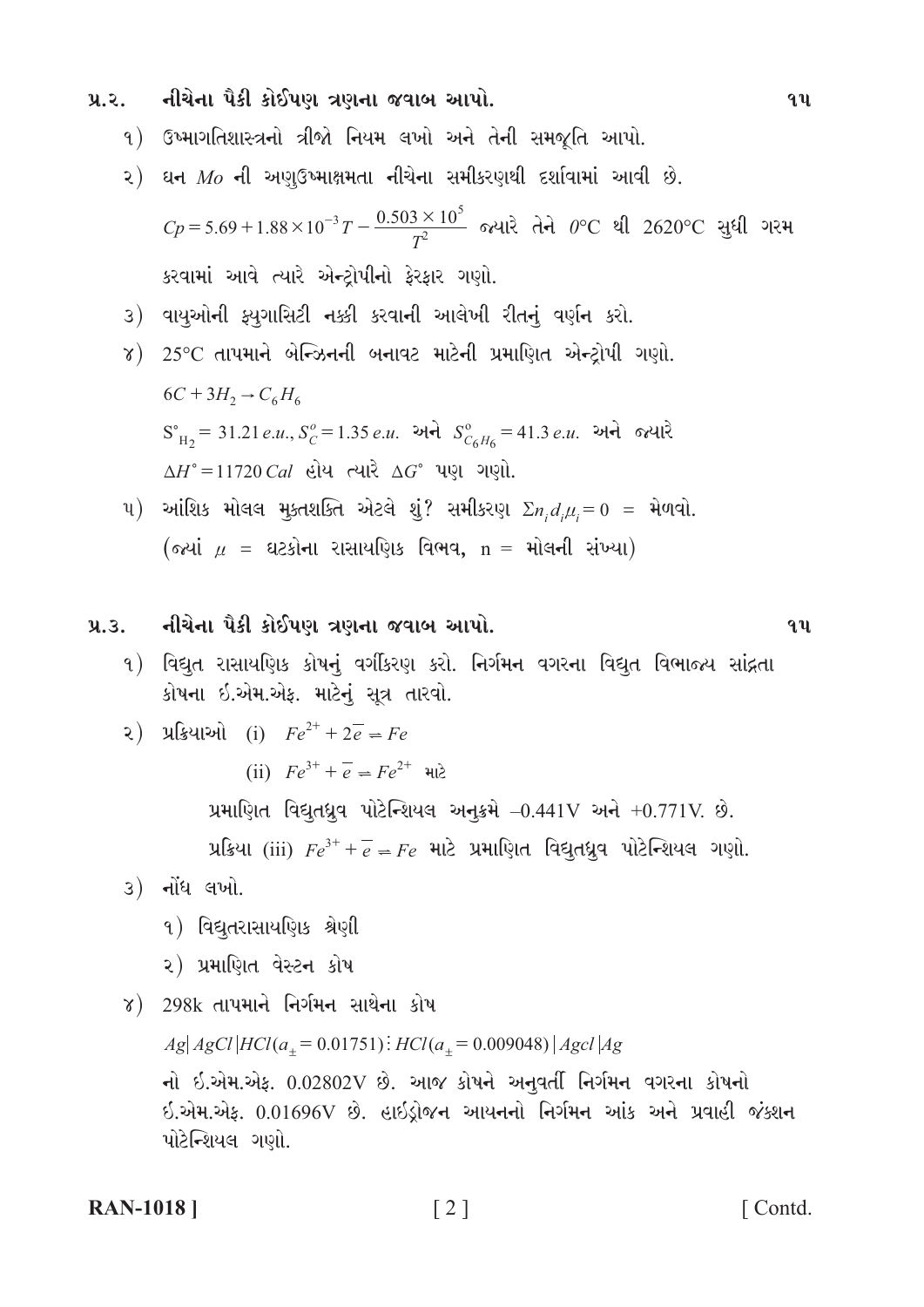**પ્ર.૨. નીચેના પૈકી કોઈપણ ત્રણના જવાબ આપો.** **૧૫**

૧) ઉષ્માગતિશાસ્ત્રનો ત્રીજો નિયમ લખો અને તેની સમજૂતિ આપો.

૨) ઘન *Mo* ની અણુઉષ્માક્ષમતા નીચેના સમીકરણથી દર્શાવામાં આવી છે.

$Cp = 5.69 + 1.88 \times 10^{-3} T - \frac{0.503 \times 10^5}{T^2}$ જ્યારે તેને $0°C$ થી $2620°C$ સુધી ગરમ કરવામાં આવે ત્યારે એન્ટ્રોપીનો ફેરફાર ગણો.

૩) વાયુઓની ફ્યુગાસિટી નક્કી કરવાની આલેખી રીતનું વર્ણન કરો.

૪) $25°C$ તાપમાને બેન્ઝિનની બનાવટ માટેની પ્રમાણિત એન્ટ્રોપી ગણો.

$6C + 3H_2 \rightarrow C_6H_6$

$S^\circ_{H_2} = 31.21\, e.u.$, $S^o_C = 1.35\, e.u.$ અને $S^o_{C_6H_6} = 41.3\, e.u.$ અને જ્યારે $\Delta H^\circ = 11720\, Cal$ હોય ત્યારે $\Delta G^\circ$ પણ ગણો.

૫) આંશિક મોલલ મુક્તશક્તિ એટલે શું? સમીકરણ $\Sigma n_i d_i \mu_i = 0$ = મેળવો.
(જ્યાં $\mu$ = ઘટકોના રાસાયણિક વિભવ, n = મોલની સંખ્યા)

**પ્ર.૩. નીચેના પૈકી કોઈપણ ત્રણના જવાબ આપો.** **૧૫**

૧) વિદ્યુત રાસાયણિક કોષનું વર્ગીકરણ કરો. નિર્ગમન વગરના વિદ્યુત વિભાજ્ય સાંદ્રતા કોષના ઈ.એમ.એફ. માટેનું સૂત્ર તારવો.

૨) પ્રક્રિયાઓ (i) $Fe^{2+} + 2\overline{e} \rightleftharpoons Fe$

(ii) $Fe^{3+} + \overline{e} \rightleftharpoons Fe^{2+}$ માટે

પ્રમાણિત વિદ્યુતધ્રુવ પોટેન્શિયલ અનુક્રમે –0.441V અને +0.771V. છે.

પ્રક્રિયા (iii) $Fe^{3+} + \overline{e} \rightleftharpoons Fe$ માટે પ્રમાણિત વિદ્યુતધ્રુવ પોટેન્શિયલ ગણો.

૩) નોંધ લખો.

૧) વિદ્યુતરાસાયણિક શ્રેણી

૨) પ્રમાણિત વેસ્ટન કોષ

૪) 298k તાપમાને નિર્ગમન સાથેના કોષ

$Ag| AgCl |HCl(a_\pm = 0.01751) \vdots HCl(a_\pm = 0.009048) | Agcl |Ag$

નો ઈ.એમ.એફ. 0.02802V છે. આજ કોષને અનુવર્તી નિર્ગમન વગરના કોષનો ઈ.એમ.એફ. 0.01696V છે. હાઈડ્રોજન આયનનો નિર્ગમન આંક અને પ્રવાહી જંક્શન પોટેન્શિયલ ગણો.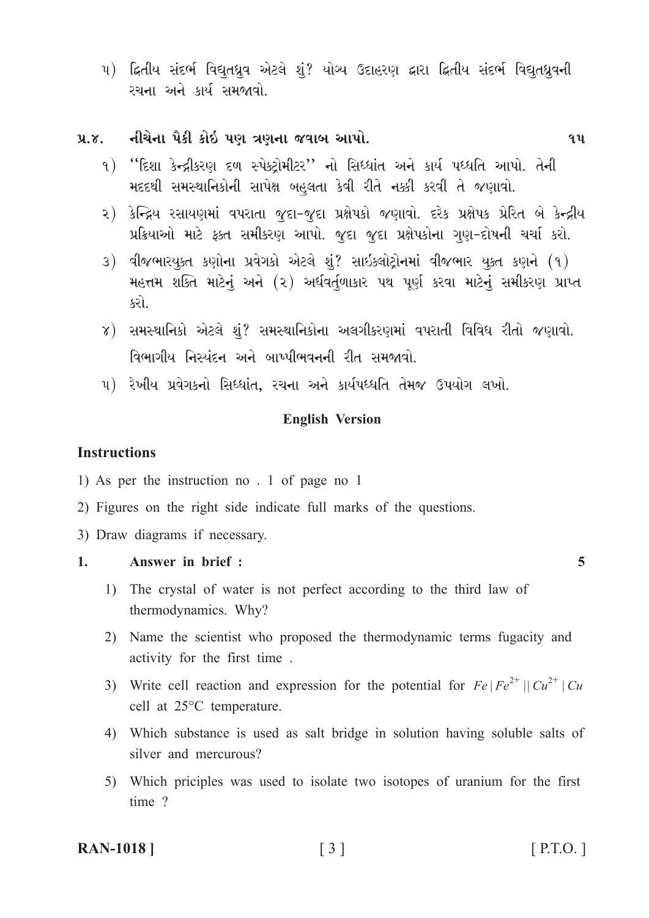૫) દ્વિતીય સંદર્ભ વિદ્યુતધ્રુવ એટલે શું? યોગ્ય ઉદાહરણ દ્વારા દ્વિતીય સંદર્ભ વિદ્યુતધ્રુવની રચના અને કાર્ય સમજાવો.

**પ્ર.૪. નીચેના પૈકી કોઇ પણ ત્રણના જવાબ આપો.** **૧૫**

૧) ''દિશા કેન્દ્રીકરણ દળ સ્પેક્ટ્રોમીટર'' નો સિધ્ધાંત અને કાર્ય પધ્ધતિ આપો. તેની મદદથી સમસ્થાનિકોની સાપેક્ષ બહુલતા કેવી રીતે નક્કી કરવી તે જણાવો.

૨) કેન્દ્રિય રસાયણમાં વપરાતા જુદા-જુદા પ્રક્ષેપકો જણાવો. દરેક પ્રક્ષેપક પ્રેરિત બે કેન્દ્રીય પ્રક્રિયાઓ માટે ફક્ત સમીકરણ આપો. જુદા જુદા પ્રક્ષેપકોના ગુણ-દોષની ચર્ચા કરો.

૩) વીજભારયુક્ત કણોના પ્રવેગકો એટલે શું? સાઇક્લોટ્રોનમાં વીજભાર યુક્ત કણને (૧) મહત્તમ શક્તિ માટેનું અને (૨) અર્ધવર્તુળાકાર પથ પૂર્ણ કરવા માટેનું સમીકરણ પ્રાપ્ત કરો.

૪) સમસ્થાનિકો એટલે શું? સમસ્થાનિકોના અલગીકરણમાં વપરાતી વિવિધ રીતો જણાવો. વિભાગીય નિસ્યંદન અને બાષ્પીભવનની રીત સમજાવો.

૫) રેખીય પ્રવેગકનો સિધ્ધાંત, રચના અને કાર્યપધ્ધતિ તેમજ ઉપયોગ લખો.

## English Version

### Instructions

1) As per the instruction no . 1 of page no 1

2) Figures on the right side indicate full marks of the questions.

3) Draw diagrams if necessary.

**1. Answer in brief :** **5**

1) The crystal of water is not perfect according to the third law of thermodynamics. Why?

2) Name the scientist who proposed the thermodynamic terms fugacity and activity for the first time .

3) Write cell reaction and expression for the potential for $Fe|Fe^{2+}||Cu^{2+}|Cu$ cell at 25°C temperature.

4) Which substance is used as salt bridge in solution having soluble salts of silver and mercurous?

5) Which priciples was used to isolate two isotopes of uranium for the first time ?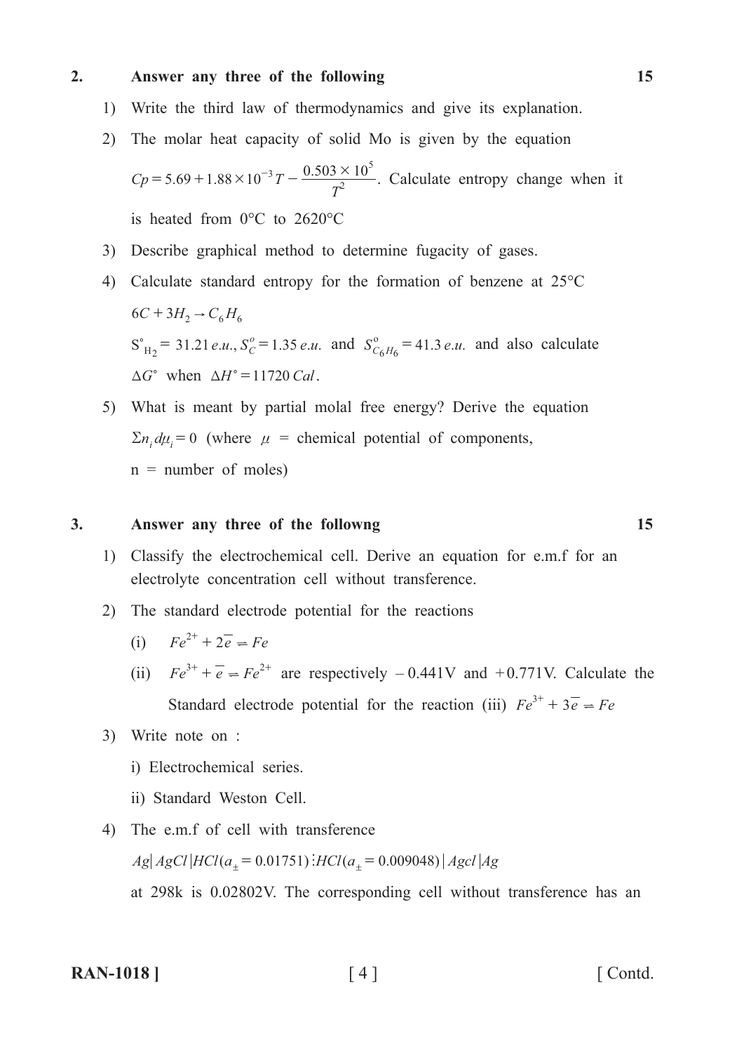**2. Answer any three of the following** **15**

1) Write the third law of thermodynamics and give its explanation.

2) The molar heat capacity of solid Mo is given by the equation $Cp = 5.69 + 1.88 \times 10^{-3} T - \frac{0.503 \times 10^5}{T^2}$. Calculate entropy change when it is heated from 0°C to 2620°C

3) Describe graphical method to determine fugacity of gases.

4) Calculate standard entropy for the formation of benzene at 25°C

   $6C + 3H_2 \rightarrow C_6H_6$

   $S^\circ_{H_2} = 31.21\, e.u.$, $S^o_C = 1.35\, e.u.$ and $S^o_{C_6H_6} = 41.3\, e.u.$ and also calculate $\Delta G^\circ$ when $\Delta H^\circ = 11720\, Cal$.

5) What is meant by partial molal free energy? Derive the equation $\Sigma n_i d\mu_i = 0$ (where $\mu$ = chemical potential of components, n = number of moles)

**3. Answer any three of the followng** **15**

1) Classify the electrochemical cell. Derive an equation for e.m.f for an electrolyte concentration cell without transference.

2) The standard electrode potential for the reactions

   (i) $Fe^{2+} + 2\overline{e} \rightleftharpoons Fe$

   (ii) $Fe^{3+} + \overline{e} \rightleftharpoons Fe^{2+}$ are respectively $-0.441$V and $+0.771$V. Calculate the Standard electrode potential for the reaction (iii) $Fe^{3+} + 3\overline{e} \rightleftharpoons Fe$

3) Write note on :

   i) Electrochemical series.

   ii) Standard Weston Cell.

4) The e.m.f of cell with transference

   $Ag| AgCl |HCl(a_{\pm} = 0.01751) \vdots HCl(a_{\pm} = 0.009048) | Agcl |Ag$

   at 298k is 0.02802V. The corresponding cell without transference has an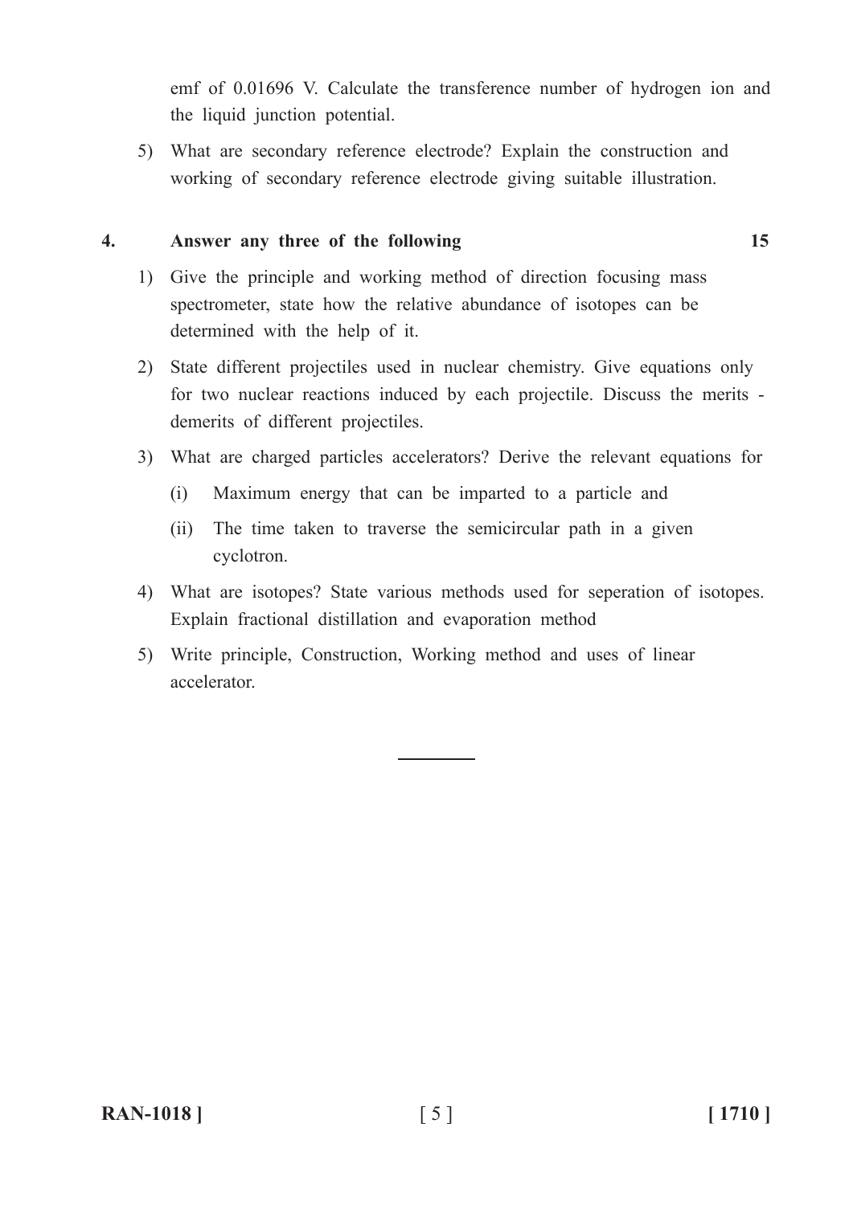emf of 0.01696 V. Calculate the transference number of hydrogen ion and the liquid junction potential.

5) What are secondary reference electrode? Explain the construction and working of secondary reference electrode giving suitable illustration.

**4. Answer any three of the following** **15**

1) Give the principle and working method of direction focusing mass spectrometer, state how the relative abundance of isotopes can be determined with the help of it.

2) State different projectiles used in nuclear chemistry. Give equations only for two nuclear reactions induced by each projectile. Discuss the merits - demerits of different projectiles.

3) What are charged particles accelerators? Derive the relevant equations for

   (i) Maximum energy that can be imparted to a particle and

   (ii) The time taken to traverse the semicircular path in a given cyclotron.

4) What are isotopes? State various methods used for seperation of isotopes. Explain fractional distillation and evaporation method

5) Write principle, Construction, Working method and uses of linear accelerator.

---